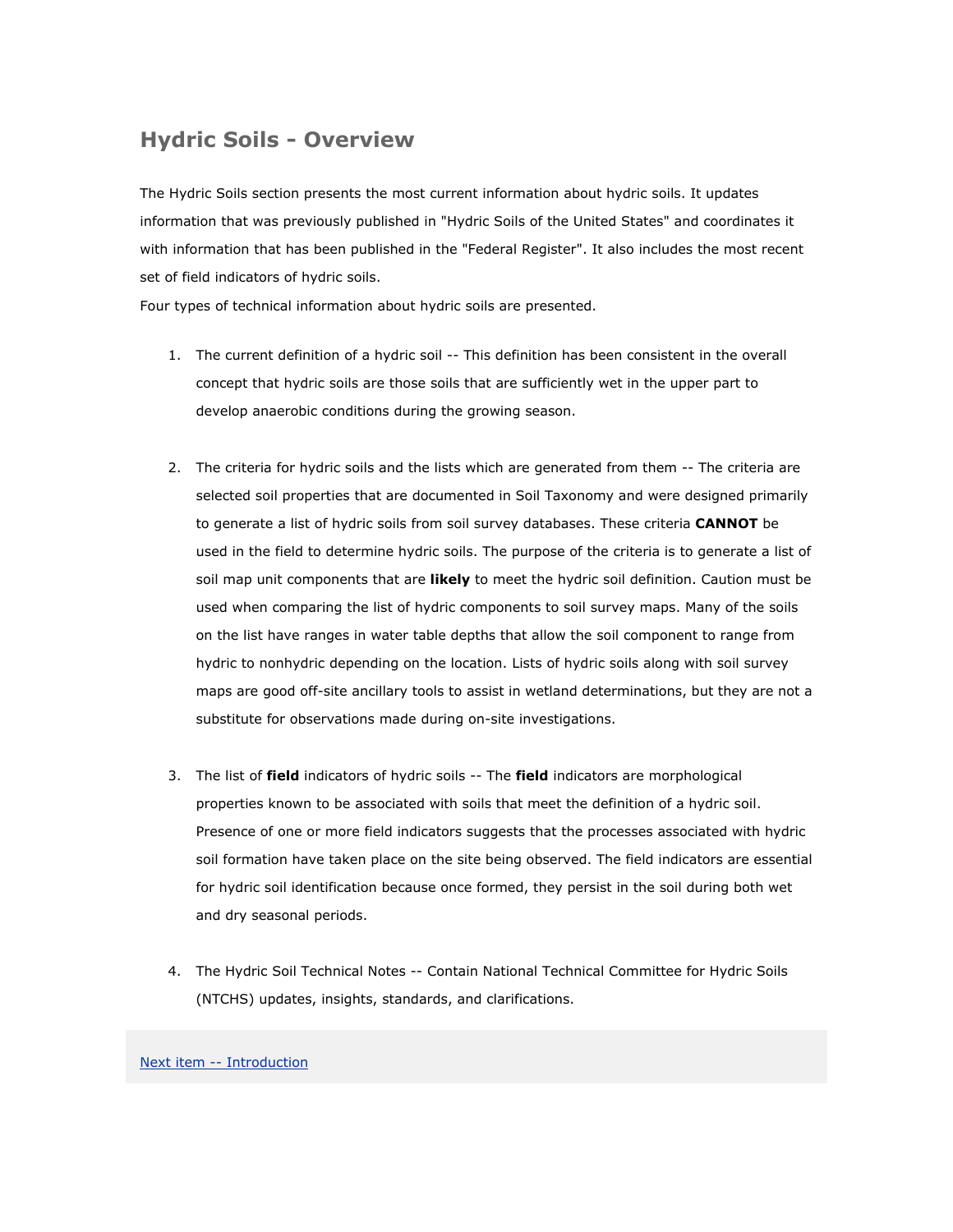# Hydric Soils - Overview

The Hydric Soils section presents the most current information about hydric soils. It updates information that was previously published in "Hydric Soils of the United States" and coordinates it with information that has been published in the "Federal Register". It also includes the most recent set of field indicators of hydric soils.

Four types of technical information about hydric soils are presented.

1. The current definition of a hydric soil -- This definition has been consistent in the overall concept that hydric soils are those soils that are sufficiently wet in the upper part to develop anaerobic conditions during the growing season.

2. The criteria for hydric soils and the lists which are generated from them -- The criteria are selected soil properties that are documented in Soil Taxonomy and were designed primarily to generate a list of hydric soils from soil survey databases. These criteria **CANNOT** be used in the field to determine hydric soils. The purpose of the criteria is to generate a list of soil map unit components that are **likely** to meet the hydric soil definition. Caution must be used when comparing the list of hydric components to soil survey maps. Many of the soils on the list have ranges in water table depths that allow the soil component to range from hydric to nonhydric depending on the location. Lists of hydric soils along with soil survey maps are good off-site ancillary tools to assist in wetland determinations, but they are not a substitute for observations made during on-site investigations.

3. The list of **field** indicators of hydric soils -- The **field** indicators are morphological properties known to be associated with soils that meet the definition of a hydric soil. Presence of one or more field indicators suggests that the processes associated with hydric soil formation have taken place on the site being observed. The field indicators are essential for hydric soil identification because once formed, they persist in the soil during both wet and dry seasonal periods.

4. The Hydric Soil Technical Notes -- Contain National Technical Committee for Hydric Soils (NTCHS) updates, insights, standards, and clarifications.

Next item -- Introduction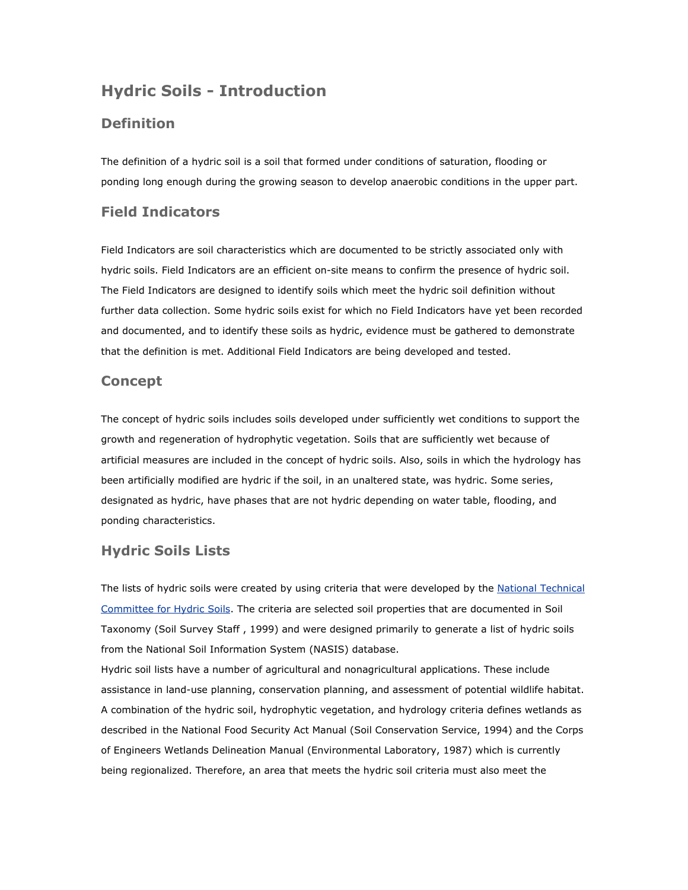# Hydric Soils - Introduction

## Definition

The definition of a hydric soil is a soil that formed under conditions of saturation, flooding or ponding long enough during the growing season to develop anaerobic conditions in the upper part.

## Field Indicators

Field Indicators are soil characteristics which are documented to be strictly associated only with hydric soils. Field Indicators are an efficient on-site means to confirm the presence of hydric soil. The Field Indicators are designed to identify soils which meet the hydric soil definition without further data collection. Some hydric soils exist for which no Field Indicators have yet been recorded and documented, and to identify these soils as hydric, evidence must be gathered to demonstrate that the definition is met. Additional Field Indicators are being developed and tested.

## Concept

The concept of hydric soils includes soils developed under sufficiently wet conditions to support the growth and regeneration of hydrophytic vegetation. Soils that are sufficiently wet because of artificial measures are included in the concept of hydric soils. Also, soils in which the hydrology has been artificially modified are hydric if the soil, in an unaltered state, was hydric. Some series, designated as hydric, have phases that are not hydric depending on water table, flooding, and ponding characteristics.

## Hydric Soils Lists

The lists of hydric soils were created by using criteria that were developed by the National Technical Committee for Hydric Soils. The criteria are selected soil properties that are documented in Soil Taxonomy (Soil Survey Staff , 1999) and were designed primarily to generate a list of hydric soils from the National Soil Information System (NASIS) database.

Hydric soil lists have a number of agricultural and nonagricultural applications. These include assistance in land-use planning, conservation planning, and assessment of potential wildlife habitat. A combination of the hydric soil, hydrophytic vegetation, and hydrology criteria defines wetlands as described in the National Food Security Act Manual (Soil Conservation Service, 1994) and the Corps of Engineers Wetlands Delineation Manual (Environmental Laboratory, 1987) which is currently being regionalized. Therefore, an area that meets the hydric soil criteria must also meet the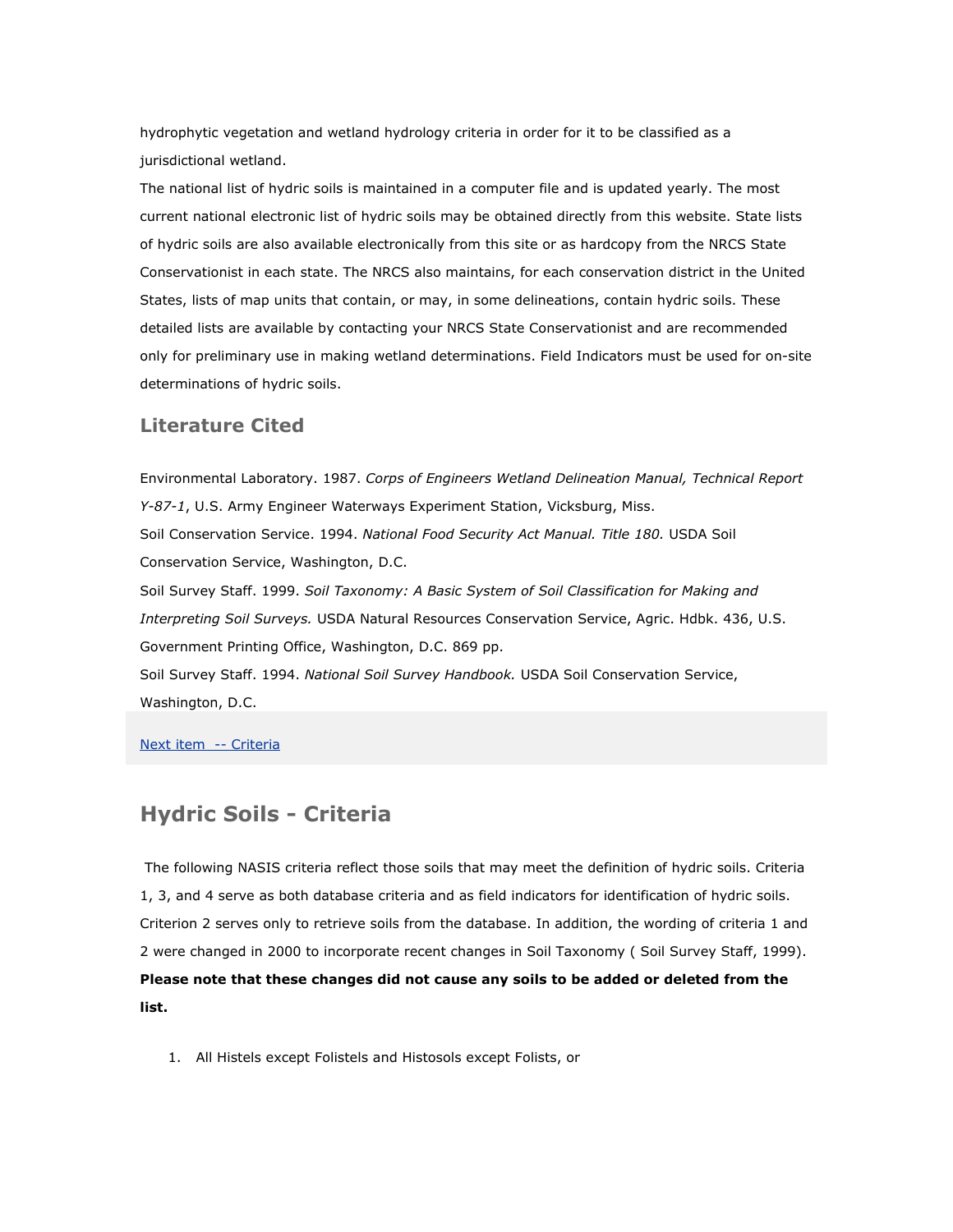hydrophytic vegetation and wetland hydrology criteria in order for it to be classified as a jurisdictional wetland.

The national list of hydric soils is maintained in a computer file and is updated yearly. The most current national electronic list of hydric soils may be obtained directly from this website. State lists of hydric soils are also available electronically from this site or as hardcopy from the NRCS State Conservationist in each state. The NRCS also maintains, for each conservation district in the United States, lists of map units that contain, or may, in some delineations, contain hydric soils. These detailed lists are available by contacting your NRCS State Conservationist and are recommended only for preliminary use in making wetland determinations. Field Indicators must be used for on-site determinations of hydric soils.

## Literature Cited

Environmental Laboratory. 1987. *Corps of Engineers Wetland Delineation Manual, Technical Report Y-87-1*, U.S. Army Engineer Waterways Experiment Station, Vicksburg, Miss.

Soil Conservation Service. 1994. *National Food Security Act Manual. Title 180.* USDA Soil Conservation Service, Washington, D.C.

Soil Survey Staff. 1999. *Soil Taxonomy: A Basic System of Soil Classification for Making and Interpreting Soil Surveys.* USDA Natural Resources Conservation Service, Agric. Hdbk. 436, U.S. Government Printing Office, Washington, D.C. 869 pp.

Soil Survey Staff. 1994. *National Soil Survey Handbook.* USDA Soil Conservation Service, Washington, D.C.

Next item -- Criteria

## Hydric Soils - Criteria

The following NASIS criteria reflect those soils that may meet the definition of hydric soils. Criteria 1, 3, and 4 serve as both database criteria and as field indicators for identification of hydric soils. Criterion 2 serves only to retrieve soils from the database. In addition, the wording of criteria 1 and 2 were changed in 2000 to incorporate recent changes in Soil Taxonomy ( Soil Survey Staff, 1999). **Please note that these changes did not cause any soils to be added or deleted from the list.**

1. All Histels except Folistels and Histosols except Folists, or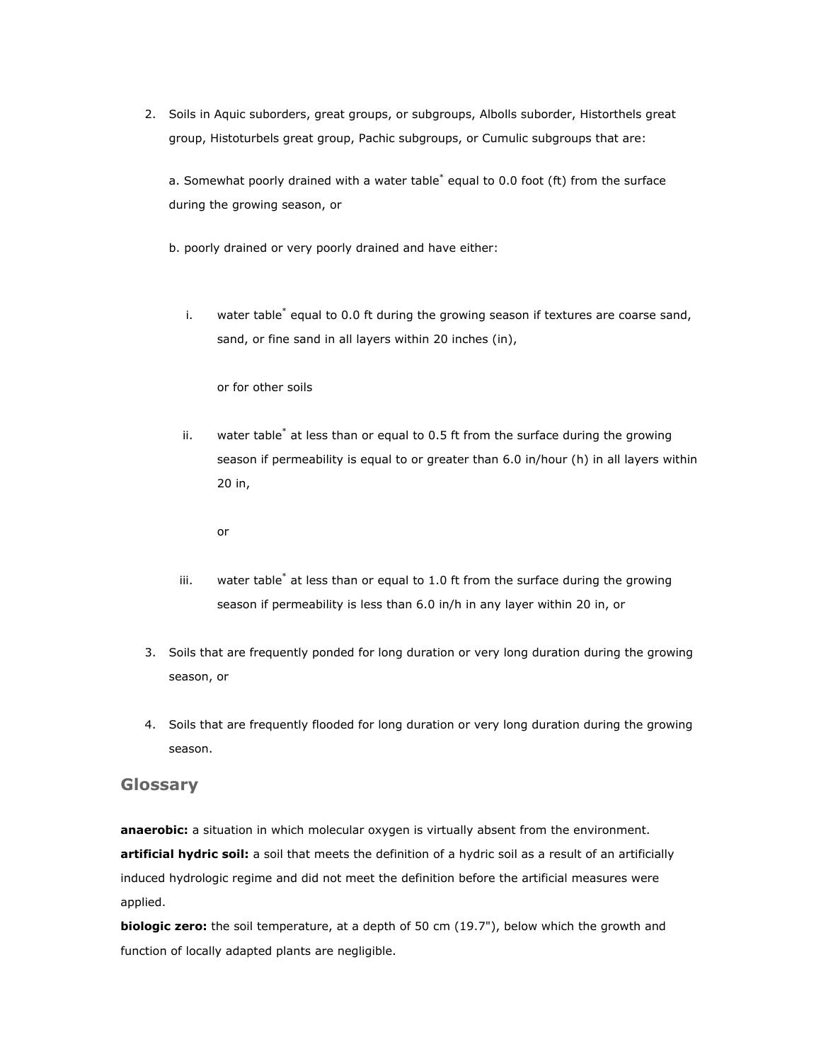2. Soils in Aquic suborders, great groups, or subgroups, Albolls suborder, Historthels great group, Histoturbels great group, Pachic subgroups, or Cumulic subgroups that are:

   a. Somewhat poorly drained with a water table* equal to 0.0 foot (ft) from the surface during the growing season, or

   b. poorly drained or very poorly drained and have either:

      i. water table* equal to 0.0 ft during the growing season if textures are coarse sand, sand, or fine sand in all layers within 20 inches (in),

         or for other soils

      ii. water table* at less than or equal to 0.5 ft from the surface during the growing season if permeability is equal to or greater than 6.0 in/hour (h) in all layers within 20 in,

         or

      iii. water table* at less than or equal to 1.0 ft from the surface during the growing season if permeability is less than 6.0 in/h in any layer within 20 in, or

3. Soils that are frequently ponded for long duration or very long duration during the growing season, or

4. Soils that are frequently flooded for long duration or very long duration during the growing season.

## Glossary

**anaerobic:** a situation in which molecular oxygen is virtually absent from the environment.

**artificial hydric soil:** a soil that meets the definition of a hydric soil as a result of an artificially induced hydrologic regime and did not meet the definition before the artificial measures were applied.

**biologic zero:** the soil temperature, at a depth of 50 cm (19.7"), below which the growth and function of locally adapted plants are negligible.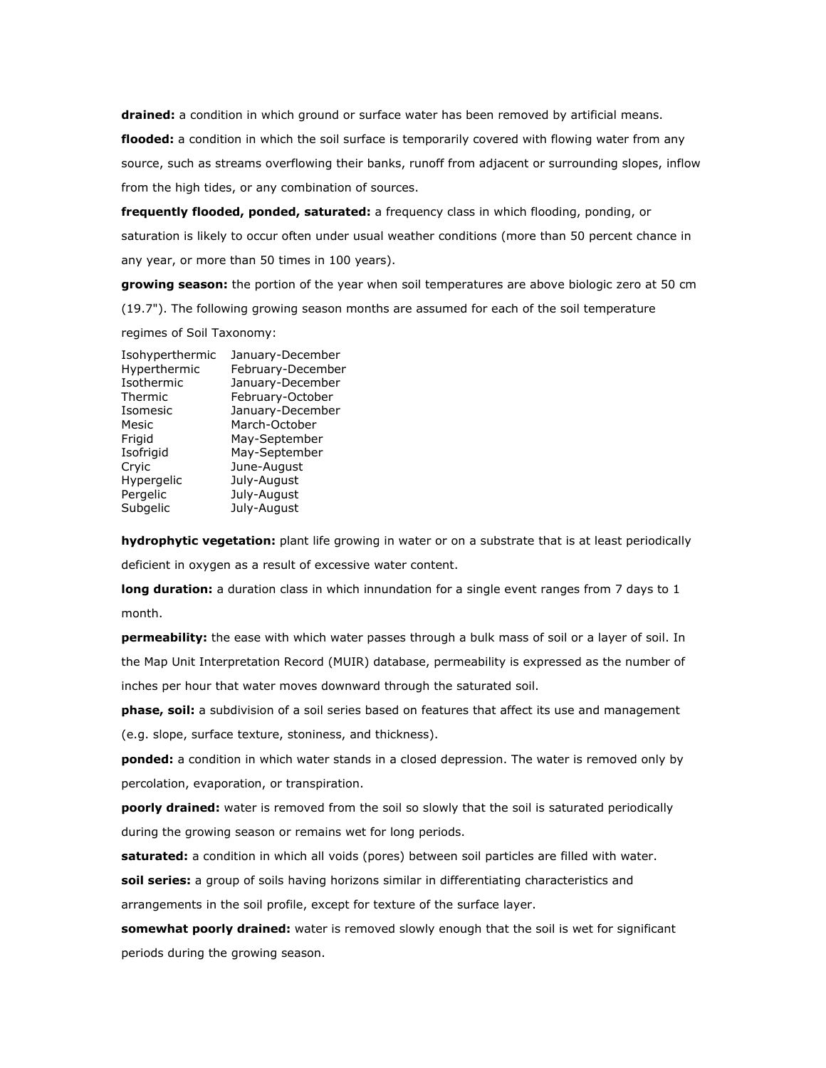**drained:** a condition in which ground or surface water has been removed by artificial means.

**flooded:** a condition in which the soil surface is temporarily covered with flowing water from any source, such as streams overflowing their banks, runoff from adjacent or surrounding slopes, inflow from the high tides, or any combination of sources.

**frequently flooded, ponded, saturated:** a frequency class in which flooding, ponding, or saturation is likely to occur often under usual weather conditions (more than 50 percent chance in any year, or more than 50 times in 100 years).

**growing season:** the portion of the year when soil temperatures are above biologic zero at 50 cm (19.7"). The following growing season months are assumed for each of the soil temperature regimes of Soil Taxonomy:

| | |
|---|---|
| Isohyperthermic | January-December |
| Hyperthermic | February-December |
| Isothermic | January-December |
| Thermic | February-October |
| Isomesic | January-December |
| Mesic | March-October |
| Frigid | May-September |
| Isofrigid | May-September |
| Cryic | June-August |
| Hypergelic | July-August |
| Pergelic | July-August |
| Subgelic | July-August |

**hydrophytic vegetation:** plant life growing in water or on a substrate that is at least periodically deficient in oxygen as a result of excessive water content.

**long duration:** a duration class in which innundation for a single event ranges from 7 days to 1 month.

**permeability:** the ease with which water passes through a bulk mass of soil or a layer of soil. In the Map Unit Interpretation Record (MUIR) database, permeability is expressed as the number of inches per hour that water moves downward through the saturated soil.

**phase, soil:** a subdivision of a soil series based on features that affect its use and management (e.g. slope, surface texture, stoniness, and thickness).

**ponded:** a condition in which water stands in a closed depression. The water is removed only by percolation, evaporation, or transpiration.

**poorly drained:** water is removed from the soil so slowly that the soil is saturated periodically during the growing season or remains wet for long periods.

**saturated:** a condition in which all voids (pores) between soil particles are filled with water.

**soil series:** a group of soils having horizons similar in differentiating characteristics and arrangements in the soil profile, except for texture of the surface layer.

**somewhat poorly drained:** water is removed slowly enough that the soil is wet for significant periods during the growing season.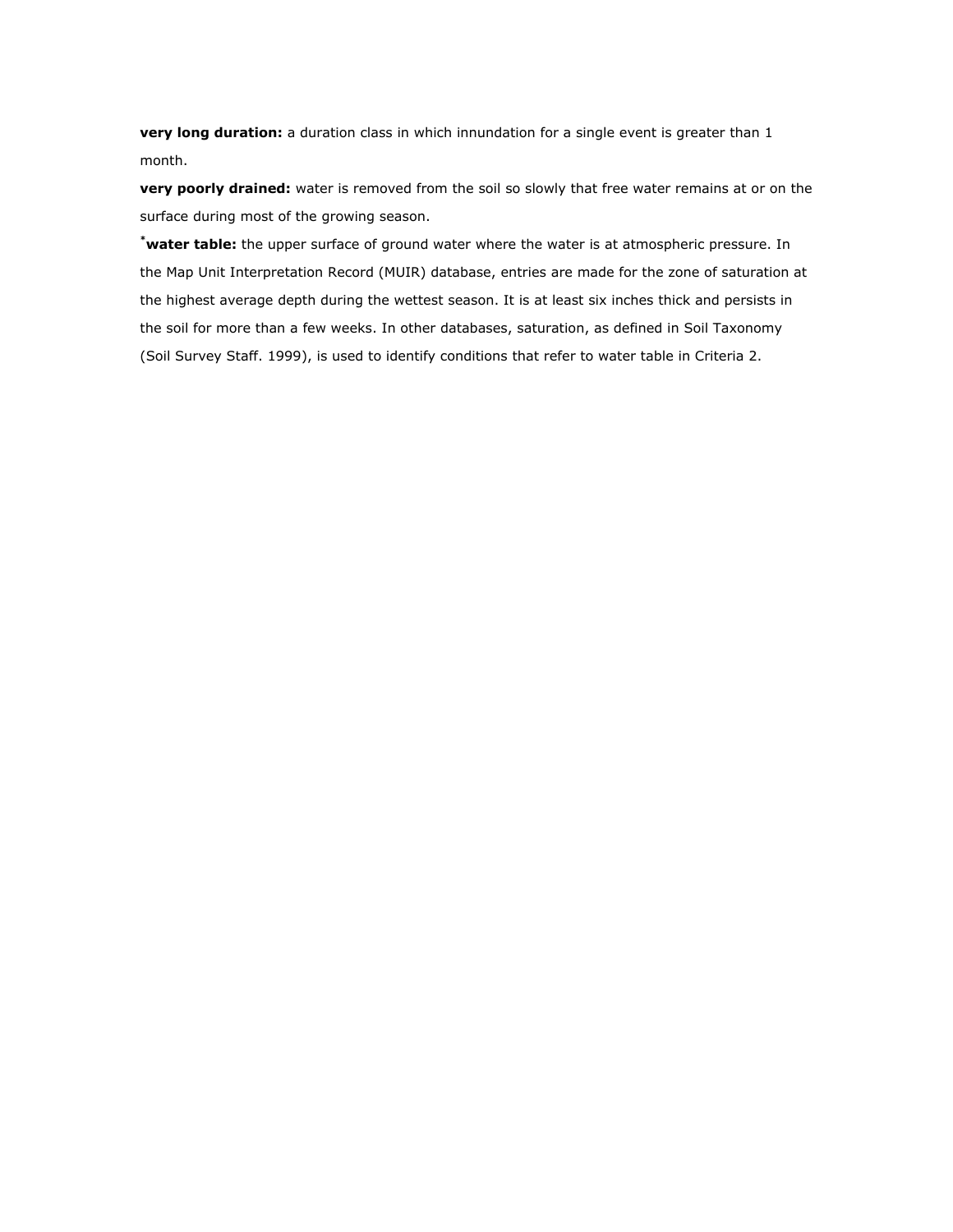**very long duration:** a duration class in which innundation for a single event is greater than 1 month.

**very poorly drained:** water is removed from the soil so slowly that free water remains at or on the surface during most of the growing season.

*__water table:__ the upper surface of ground water where the water is at atmospheric pressure. In the Map Unit Interpretation Record (MUIR) database, entries are made for the zone of saturation at the highest average depth during the wettest season. It is at least six inches thick and persists in the soil for more than a few weeks. In other databases, saturation, as defined in Soil Taxonomy (Soil Survey Staff. 1999), is used to identify conditions that refer to water table in Criteria 2.